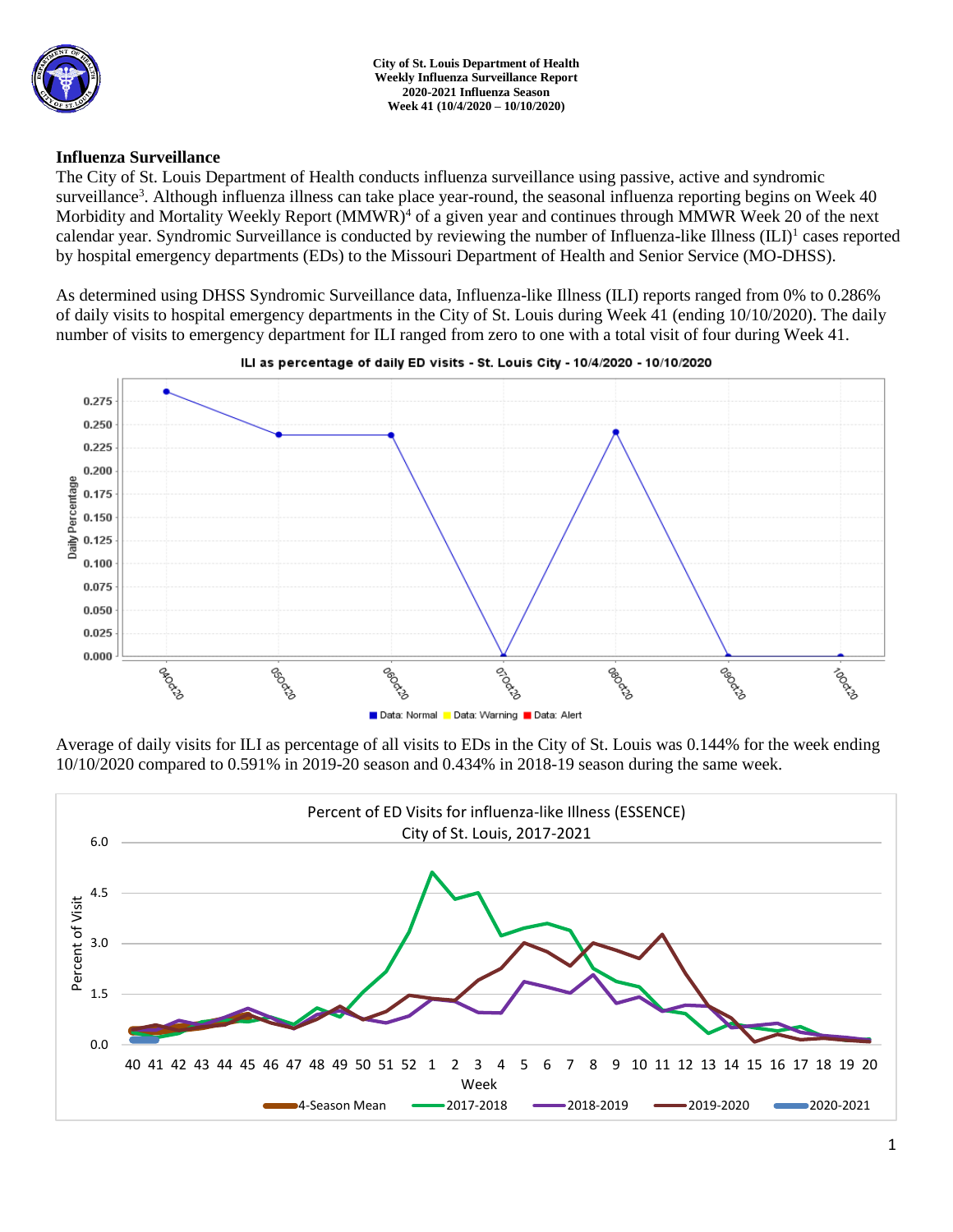**City of St. Louis Department of Health**
**Weekly Influenza Surveillance Report**
**2020-2021 Influenza Season**
**Week 41 (10/4/2020 – 10/10/2020)**

## Influenza Surveillance

The City of St. Louis Department of Health conducts influenza surveillance using passive, active and syndromic surveillance[3]. Although influenza illness can take place year-round, the seasonal influenza reporting begins on Week 40 Morbidity and Mortality Weekly Report (MMWR)[4] of a given year and continues through MMWR Week 20 of the next calendar year. Syndromic Surveillance is conducted by reviewing the number of Influenza-like Illness (ILI)[1] cases reported by hospital emergency departments (EDs) to the Missouri Department of Health and Senior Service (MO-DHSS).

As determined using DHSS Syndromic Surveillance data, Influenza-like Illness (ILI) reports ranged from 0% to 0.286% of daily visits to hospital emergency departments in the City of St. Louis during Week 41 (ending 10/10/2020). The daily number of visits to emergency department for ILI ranged from zero to one with a total visit of four during Week 41.

Average of daily visits for ILI as percentage of all visits to EDs in the City of St. Louis was 0.144% for the week ending 10/10/2020 compared to 0.591% in 2019-20 season and 0.434% in 2018-19 season during the same week.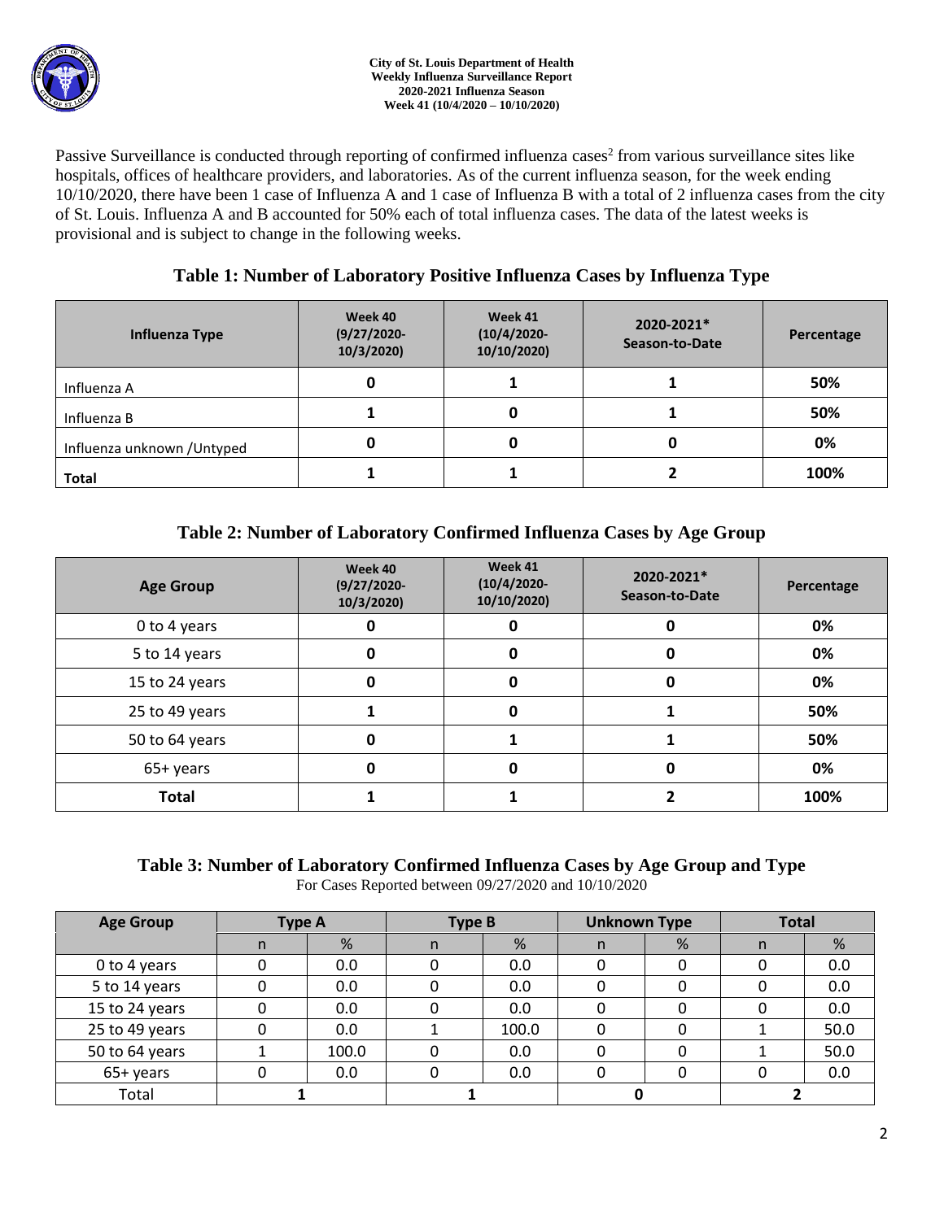Passive Surveillance is conducted through reporting of confirmed influenza cases[2] from various surveillance sites like hospitals, offices of healthcare providers, and laboratories. As of the current influenza season, for the week ending 10/10/2020, there have been 1 case of Influenza A and 1 case of Influenza B with a total of 2 influenza cases from the city of St. Louis. Influenza A and B accounted for 50% each of total influenza cases. The data of the latest weeks is provisional and is subject to change in the following weeks.

### Table 1: Number of Laboratory Positive Influenza Cases by Influenza Type

| Influenza Type | Week 40 (9/27/2020-10/3/2020) | Week 41 (10/4/2020-10/10/2020) | 2020-2021* Season-to-Date | Percentage |
|---|---|---|---|---|
| Influenza A | 0 | 1 | 1 | 50% |
| Influenza B | 1 | 0 | 1 | 50% |
| Influenza unknown /Untyped | 0 | 0 | 0 | 0% |
| **Total** | 1 | 1 | 2 | 100% |

### Table 2: Number of Laboratory Confirmed Influenza Cases by Age Group

| Age Group | Week 40 (9/27/2020-10/3/2020) | Week 41 (10/4/2020-10/10/2020) | 2020-2021* Season-to-Date | Percentage |
|---|---|---|---|---|
| 0 to 4 years | 0 | 0 | 0 | 0% |
| 5 to 14 years | 0 | 0 | 0 | 0% |
| 15 to 24 years | 0 | 0 | 0 | 0% |
| 25 to 49 years | 1 | 0 | 1 | 50% |
| 50 to 64 years | 0 | 1 | 1 | 50% |
| 65+ years | 0 | 0 | 0 | 0% |
| **Total** | 1 | 1 | 2 | 100% |

### Table 3: Number of Laboratory Confirmed Influenza Cases by Age Group and Type

For Cases Reported between 09/27/2020 and 10/10/2020

| Age Group | Type A | | Type B | | Unknown Type | | Total | |
|---|---|---|---|---|---|---|---|---|
| | n | % | n | % | n | % | n | % |
| 0 to 4 years | 0 | 0.0 | 0 | 0.0 | 0 | 0 | 0 | 0.0 |
| 5 to 14 years | 0 | 0.0 | 0 | 0.0 | 0 | 0 | 0 | 0.0 |
| 15 to 24 years | 0 | 0.0 | 0 | 0.0 | 0 | 0 | 0 | 0.0 |
| 25 to 49 years | 0 | 0.0 | 1 | 100.0 | 0 | 0 | 1 | 50.0 |
| 50 to 64 years | 1 | 100.0 | 0 | 0.0 | 0 | 0 | 1 | 50.0 |
| 65+ years | 0 | 0.0 | 0 | 0.0 | 0 | 0 | 0 | 0.0 |
| Total | 1 | | 1 | | 0 | | 2 | |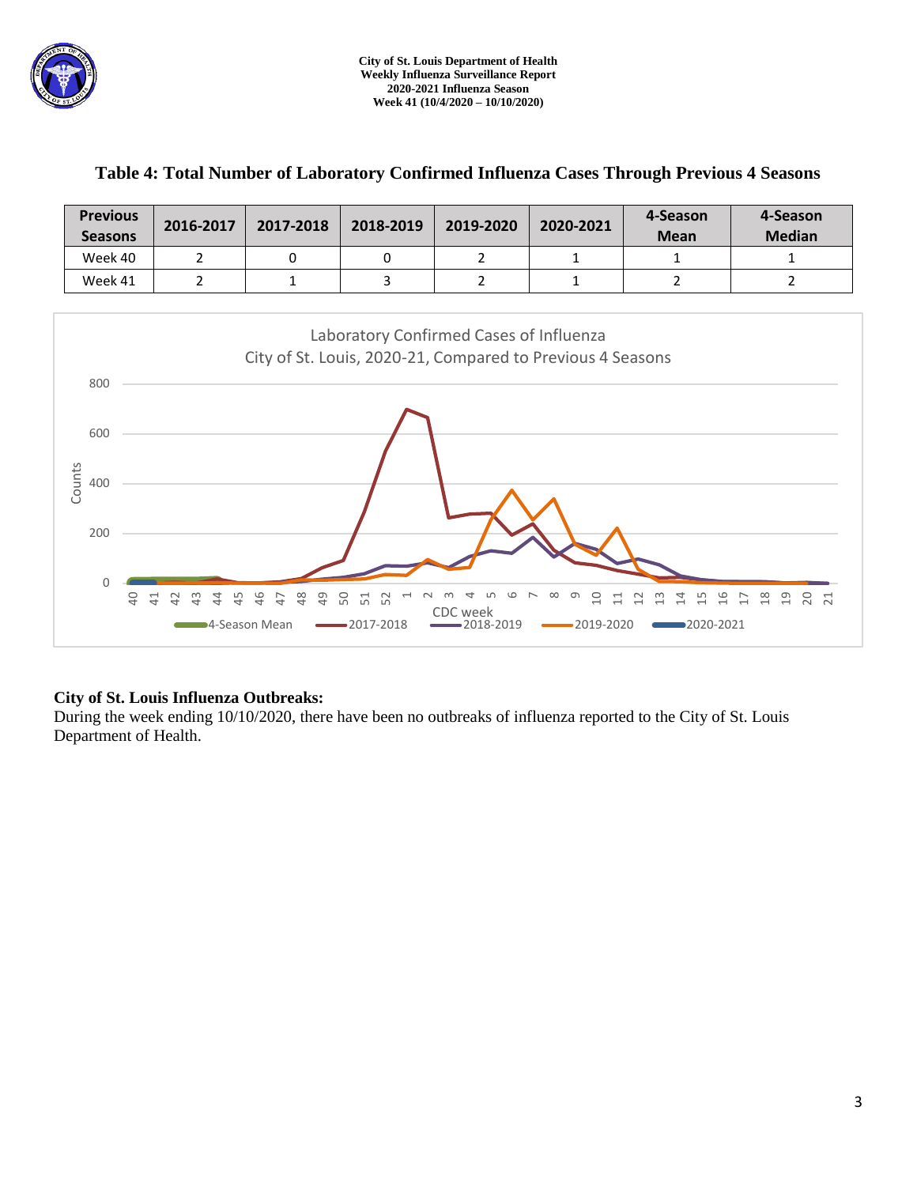## Table 4: Total Number of Laboratory Confirmed Influenza Cases Through Previous 4 Seasons

| Previous Seasons | 2016-2017 | 2017-2018 | 2018-2019 | 2019-2020 | 2020-2021 | 4-Season Mean | 4-Season Median |
|---|---|---|---|---|---|---|---|
| Week 40 | 2 | 0 | 0 | 2 | 1 | 1 | 1 |
| Week 41 | 2 | 1 | 3 | 2 | 1 | 2 | 2 |

### City of St. Louis Influenza Outbreaks:

During the week ending 10/10/2020, there have been no outbreaks of influenza reported to the City of St. Louis Department of Health.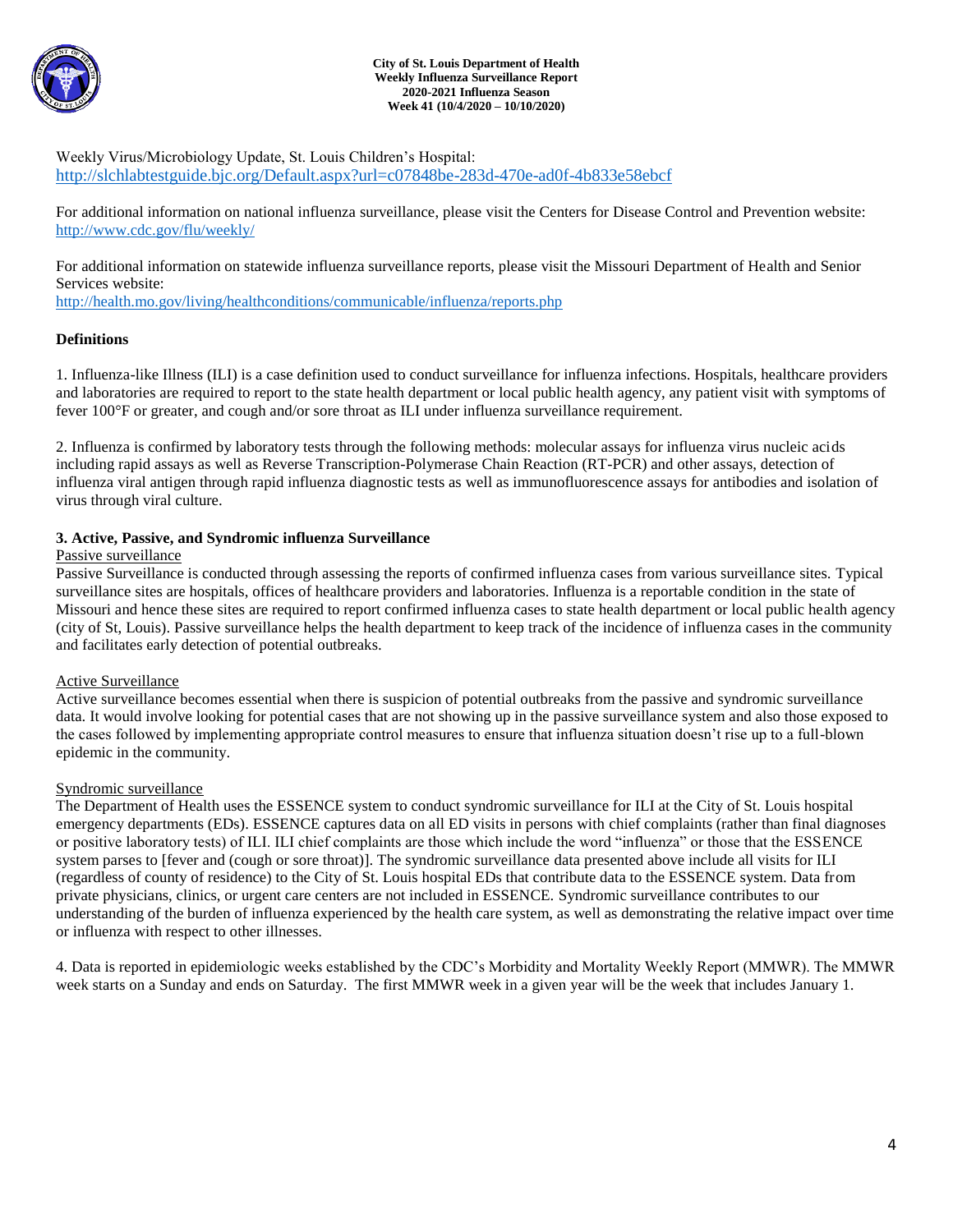Weekly Virus/Microbiology Update, St. Louis Children's Hospital:
http://slchlabtestguide.bjc.org/Default.aspx?url=c07848be-283d-470e-ad0f-4b833e58ebcf

For additional information on national influenza surveillance, please visit the Centers for Disease Control and Prevention website: http://www.cdc.gov/flu/weekly/

For additional information on statewide influenza surveillance reports, please visit the Missouri Department of Health and Senior Services website:
http://health.mo.gov/living/healthconditions/communicable/influenza/reports.php

**Definitions**

1. Influenza-like Illness (ILI) is a case definition used to conduct surveillance for influenza infections. Hospitals, healthcare providers and laboratories are required to report to the state health department or local public health agency, any patient visit with symptoms of fever 100°F or greater, and cough and/or sore throat as ILI under influenza surveillance requirement.

2. Influenza is confirmed by laboratory tests through the following methods: molecular assays for influenza virus nucleic acids including rapid assays as well as Reverse Transcription-Polymerase Chain Reaction (RT-PCR) and other assays, detection of influenza viral antigen through rapid influenza diagnostic tests as well as immunofluorescence assays for antibodies and isolation of virus through viral culture.

**3. Active, Passive, and Syndromic influenza Surveillance**

Passive surveillance

Passive Surveillance is conducted through assessing the reports of confirmed influenza cases from various surveillance sites. Typical surveillance sites are hospitals, offices of healthcare providers and laboratories. Influenza is a reportable condition in the state of Missouri and hence these sites are required to report confirmed influenza cases to state health department or local public health agency (city of St, Louis). Passive surveillance helps the health department to keep track of the incidence of influenza cases in the community and facilitates early detection of potential outbreaks.

Active Surveillance

Active surveillance becomes essential when there is suspicion of potential outbreaks from the passive and syndromic surveillance data. It would involve looking for potential cases that are not showing up in the passive surveillance system and also those exposed to the cases followed by implementing appropriate control measures to ensure that influenza situation doesn't rise up to a full-blown epidemic in the community.

Syndromic surveillance

The Department of Health uses the ESSENCE system to conduct syndromic surveillance for ILI at the City of St. Louis hospital emergency departments (EDs). ESSENCE captures data on all ED visits in persons with chief complaints (rather than final diagnoses or positive laboratory tests) of ILI. ILI chief complaints are those which include the word "influenza" or those that the ESSENCE system parses to [fever and (cough or sore throat)]. The syndromic surveillance data presented above include all visits for ILI (regardless of county of residence) to the City of St. Louis hospital EDs that contribute data to the ESSENCE system. Data from private physicians, clinics, or urgent care centers are not included in ESSENCE. Syndromic surveillance contributes to our understanding of the burden of influenza experienced by the health care system, as well as demonstrating the relative impact over time or influenza with respect to other illnesses.

4. Data is reported in epidemiologic weeks established by the CDC's Morbidity and Mortality Weekly Report (MMWR). The MMWR week starts on a Sunday and ends on Saturday. The first MMWR week in a given year will be the week that includes January 1.